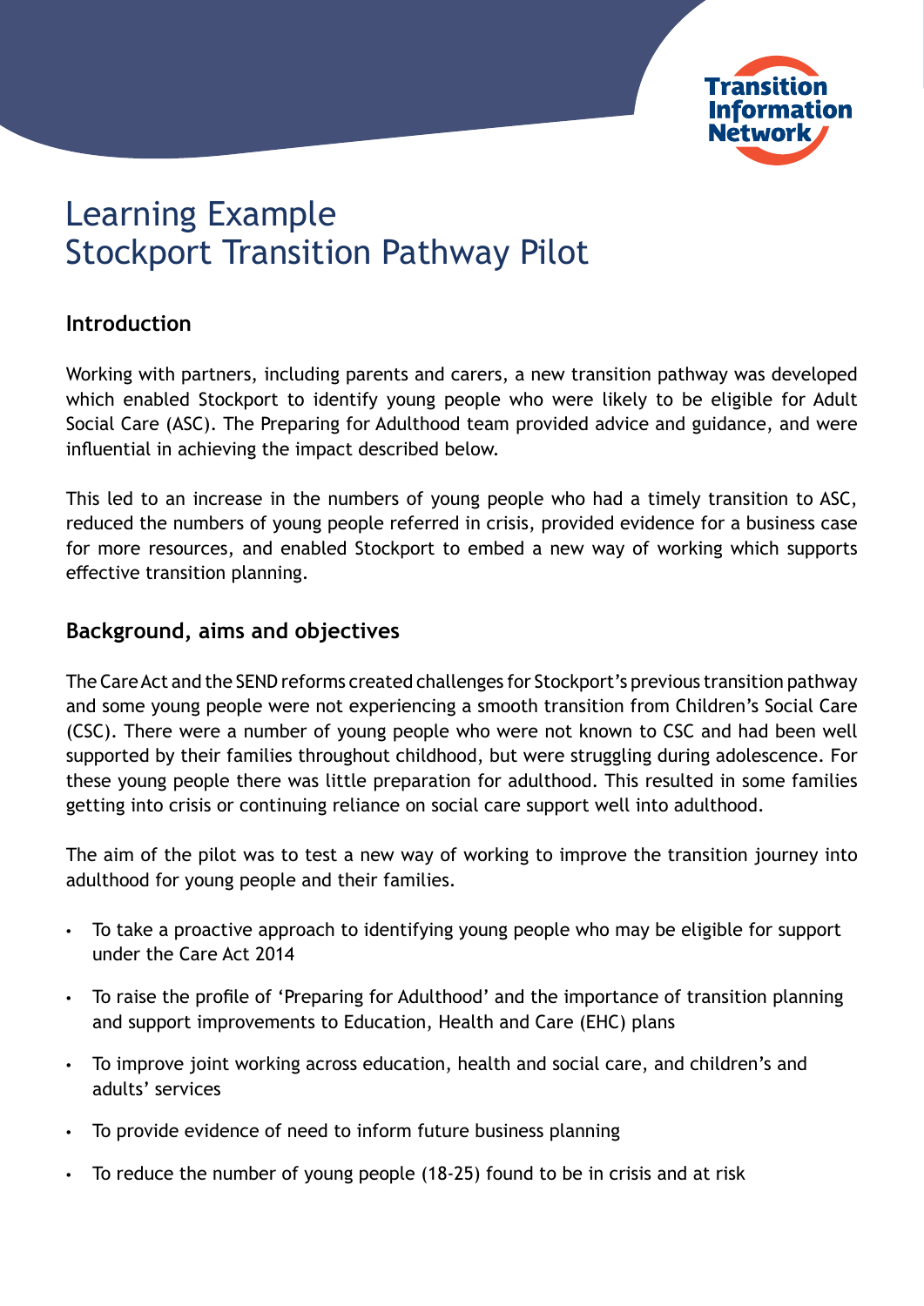# Learning Example
# Stockport Transition Pathway Pilot

## Introduction

Working with partners, including parents and carers, a new transition pathway was developed which enabled Stockport to identify young people who were likely to be eligible for Adult Social Care (ASC). The Preparing for Adulthood team provided advice and guidance, and were influential in achieving the impact described below.

This led to an increase in the numbers of young people who had a timely transition to ASC, reduced the numbers of young people referred in crisis, provided evidence for a business case for more resources, and enabled Stockport to embed a new way of working which supports effective transition planning.

## Background, aims and objectives

The Care Act and the SEND reforms created challenges for Stockport's previous transition pathway and some young people were not experiencing a smooth transition from Children's Social Care (CSC). There were a number of young people who were not known to CSC and had been well supported by their families throughout childhood, but were struggling during adolescence. For these young people there was little preparation for adulthood. This resulted in some families getting into crisis or continuing reliance on social care support well into adulthood.

The aim of the pilot was to test a new way of working to improve the transition journey into adulthood for young people and their families.

- To take a proactive approach to identifying young people who may be eligible for support under the Care Act 2014
- To raise the profile of 'Preparing for Adulthood' and the importance of transition planning and support improvements to Education, Health and Care (EHC) plans
- To improve joint working across education, health and social care, and children's and adults' services
- To provide evidence of need to inform future business planning
- To reduce the number of young people (18-25) found to be in crisis and at risk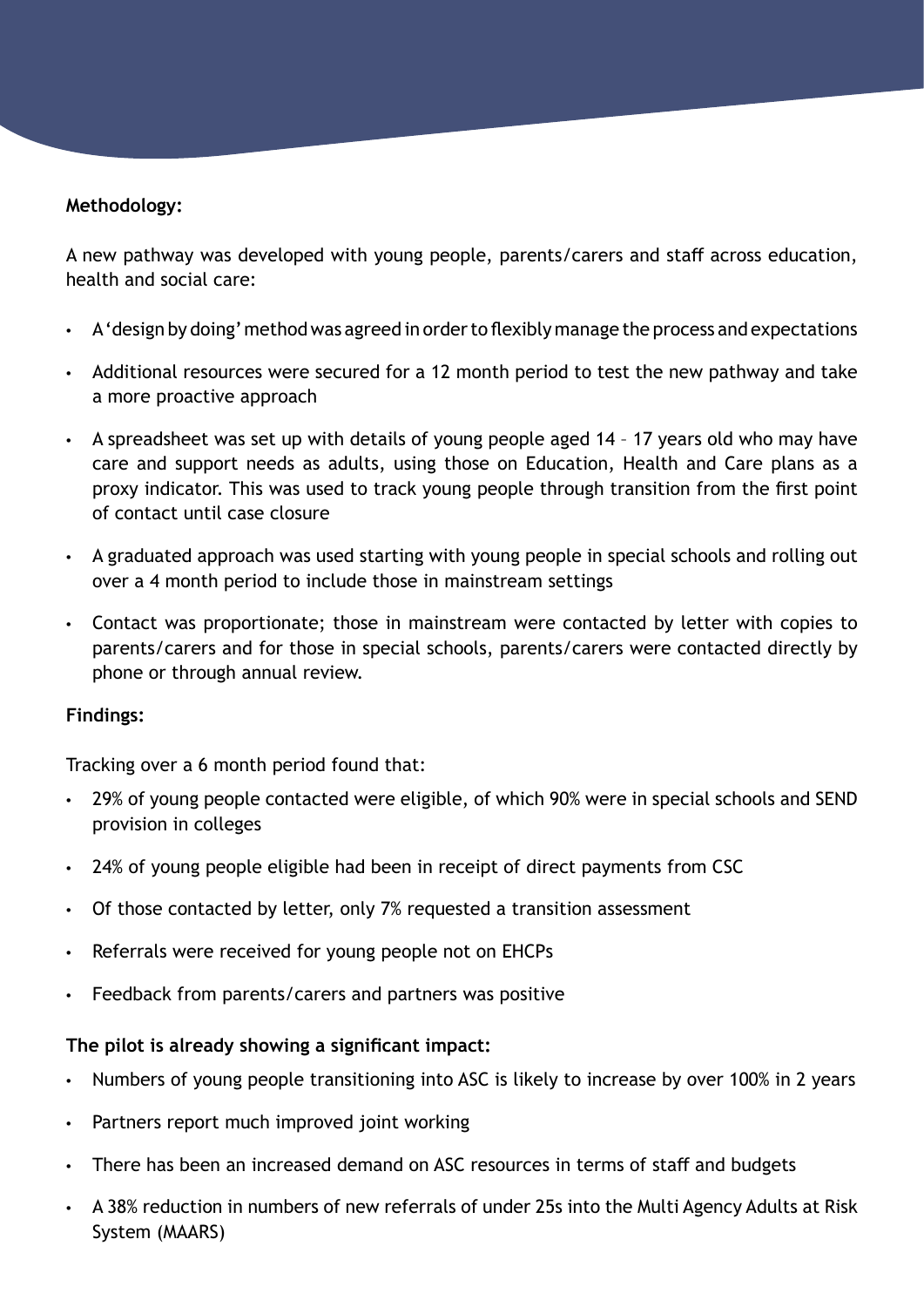**Methodology:**

A new pathway was developed with young people, parents/carers and staff across education, health and social care:

- A 'design by doing' method was agreed in order to flexibly manage the process and expectations
- Additional resources were secured for a 12 month period to test the new pathway and take a more proactive approach
- A spreadsheet was set up with details of young people aged 14 – 17 years old who may have care and support needs as adults, using those on Education, Health and Care plans as a proxy indicator. This was used to track young people through transition from the first point of contact until case closure
- A graduated approach was used starting with young people in special schools and rolling out over a 4 month period to include those in mainstream settings
- Contact was proportionate; those in mainstream were contacted by letter with copies to parents/carers and for those in special schools, parents/carers were contacted directly by phone or through annual review.

**Findings:**

Tracking over a 6 month period found that:

- 29% of young people contacted were eligible, of which 90% were in special schools and SEND provision in colleges
- 24% of young people eligible had been in receipt of direct payments from CSC
- Of those contacted by letter, only 7% requested a transition assessment
- Referrals were received for young people not on EHCPs
- Feedback from parents/carers and partners was positive

**The pilot is already showing a significant impact:**

- Numbers of young people transitioning into ASC is likely to increase by over 100% in 2 years
- Partners report much improved joint working
- There has been an increased demand on ASC resources in terms of staff and budgets
- A 38% reduction in numbers of new referrals of under 25s into the Multi Agency Adults at Risk System (MAARS)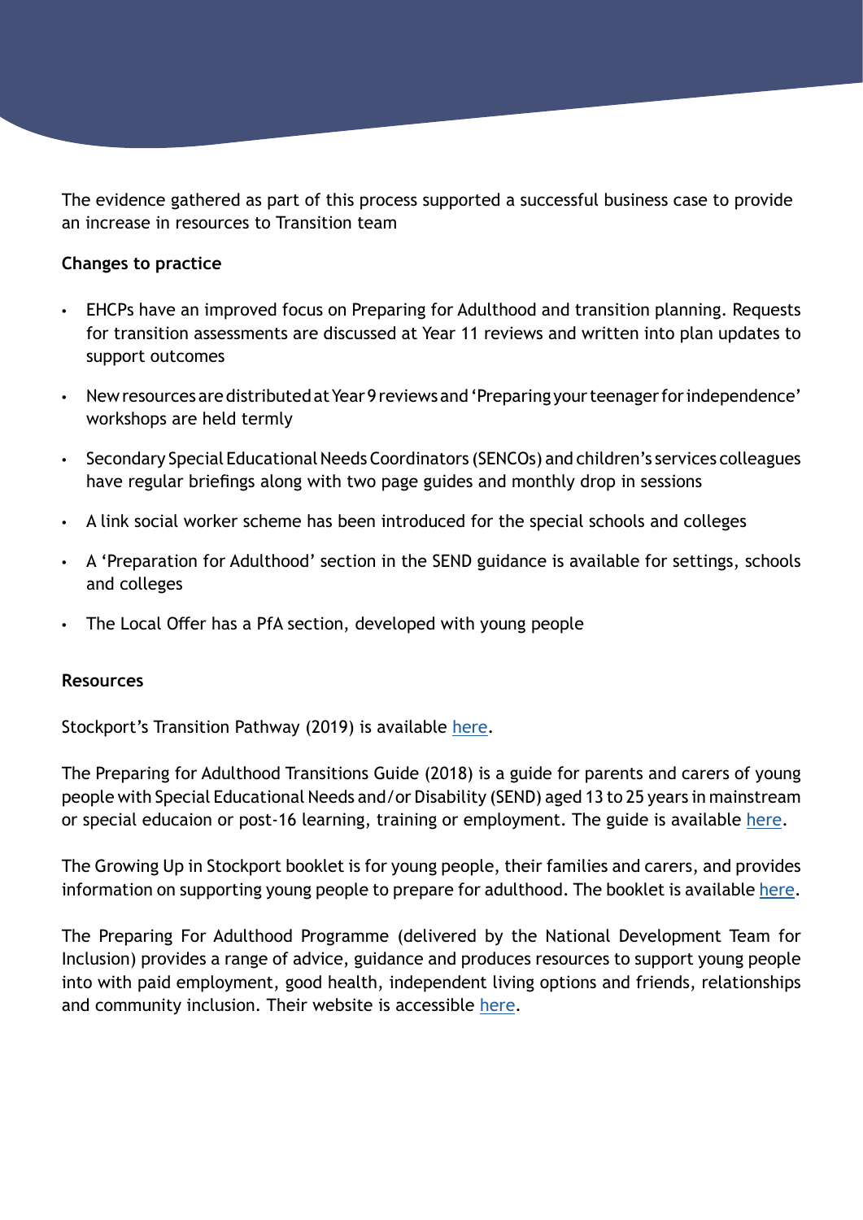The evidence gathered as part of this process supported a successful business case to provide an increase in resources to Transition team

**Changes to practice**

- EHCPs have an improved focus on Preparing for Adulthood and transition planning. Requests for transition assessments are discussed at Year 11 reviews and written into plan updates to support outcomes
- New resources are distributed at Year 9 reviews and 'Preparing your teenager for independence' workshops are held termly
- Secondary Special Educational Needs Coordinators (SENCOs) and children's services colleagues have regular briefings along with two page guides and monthly drop in sessions
- A link social worker scheme has been introduced for the special schools and colleges
- A 'Preparation for Adulthood' section in the SEND guidance is available for settings, schools and colleges
- The Local Offer has a PfA section, developed with young people

**Resources**

Stockport's Transition Pathway (2019) is available here.

The Preparing for Adulthood Transitions Guide (2018) is a guide for parents and carers of young people with Special Educational Needs and/or Disability (SEND) aged 13 to 25 years in mainstream or special educaion or post-16 learning, training or employment. The guide is available here.

The Growing Up in Stockport booklet is for young people, their families and carers, and provides information on supporting young people to prepare for adulthood. The booklet is available here.

The Preparing For Adulthood Programme (delivered by the National Development Team for Inclusion) provides a range of advice, guidance and produces resources to support young people into with paid employment, good health, independent living options and friends, relationships and community inclusion. Their website is accessible here.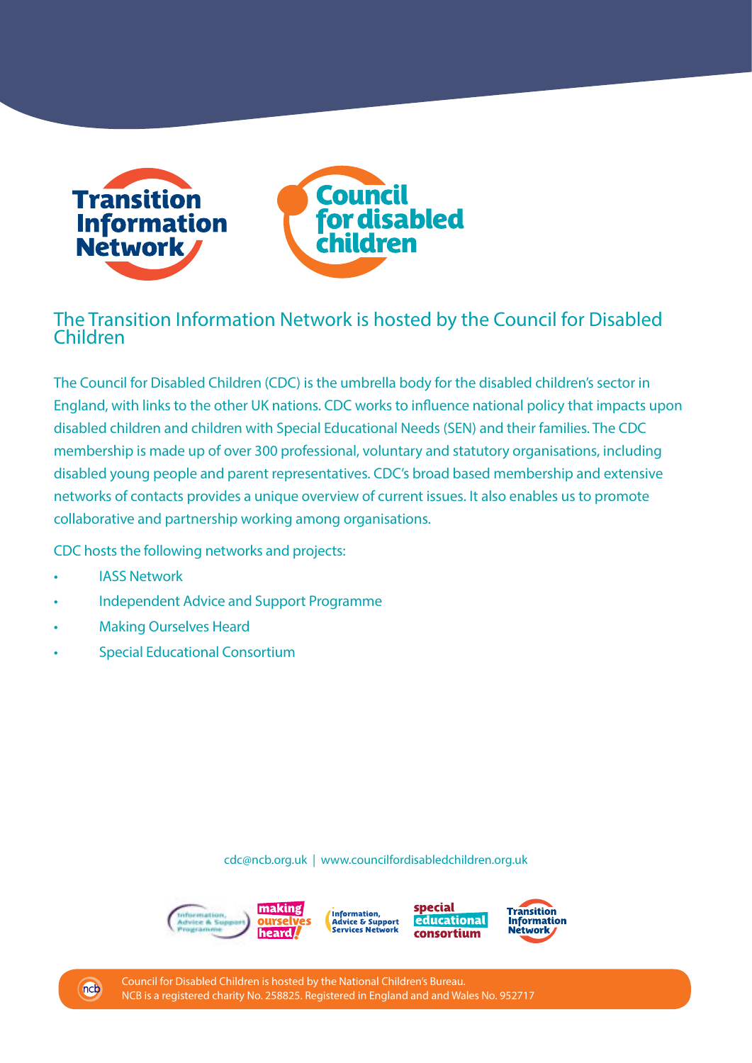Transition Information Network

Council for disabled children

## The Transition Information Network is hosted by the Council for Disabled Children

The Council for Disabled Children (CDC) is the umbrella body for the disabled children's sector in England, with links to the other UK nations. CDC works to influence national policy that impacts upon disabled children and children with Special Educational Needs (SEN) and their families. The CDC membership is made up of over 300 professional, voluntary and statutory organisations, including disabled young people and parent representatives. CDC's broad based membership and extensive networks of contacts provides a unique overview of current issues. It also enables us to promote collaborative and partnership working among organisations.

CDC hosts the following networks and projects:

- IASS Network
- Independent Advice and Support Programme
- Making Ourselves Heard
- Special Educational Consortium

cdc@ncb.org.uk | www.councilfordisabledchildren.org.uk

Information, Advice & Support Programme

making ourselves heard!

Information, Advice & Support Services Network

special educational consortium

Transition Information Network

Council for Disabled Children is hosted by the National Children's Bureau.
NCB is a registered charity No. 258825. Registered in England and and Wales No. 952717